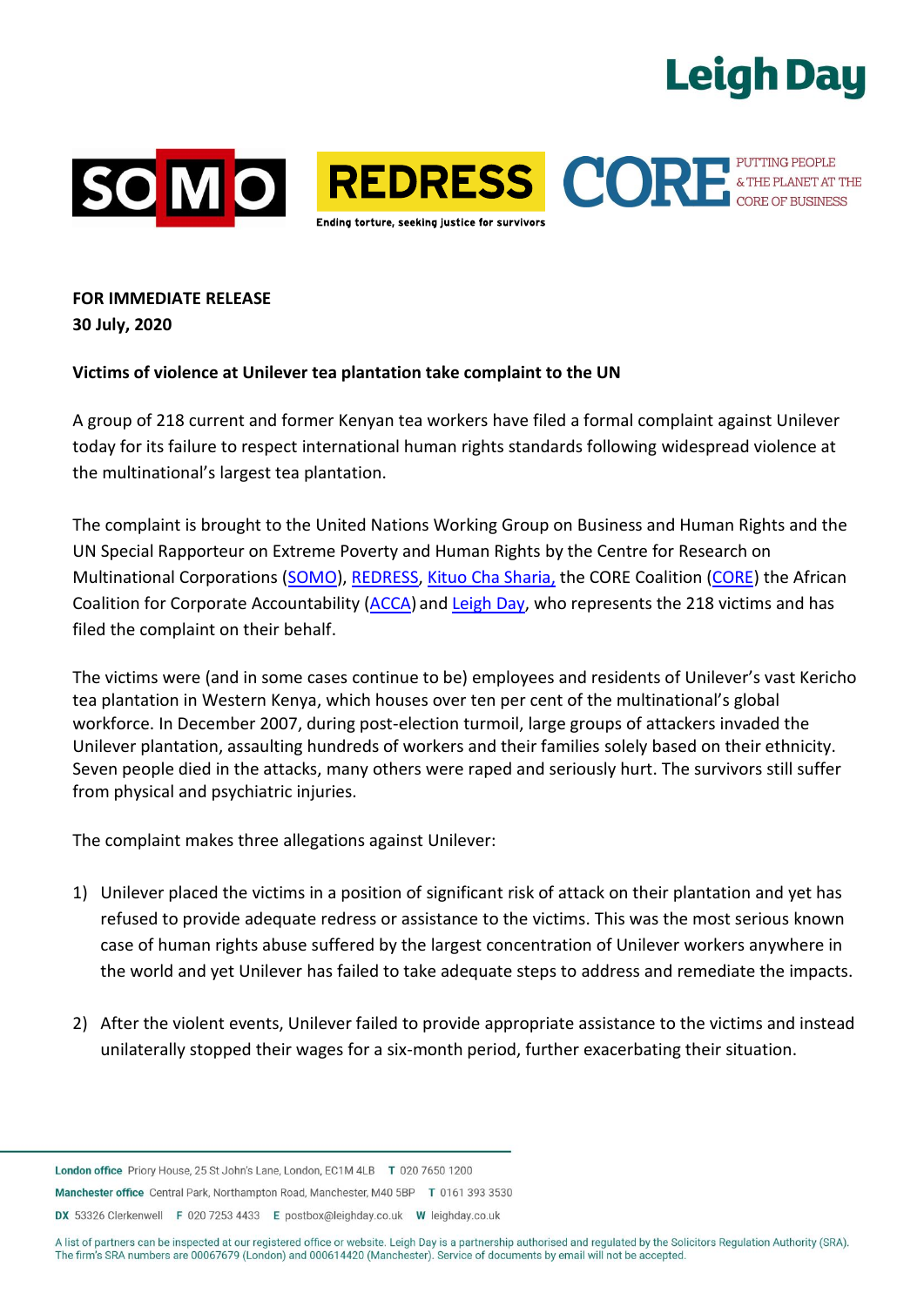**FOR IMMEDIATE RELEASE**
**30 July, 2020**

**Victims of violence at Unilever tea plantation take complaint to the UN**

A group of 218 current and former Kenyan tea workers have filed a formal complaint against Unilever today for its failure to respect international human rights standards following widespread violence at the multinational's largest tea plantation.

The complaint is brought to the United Nations Working Group on Business and Human Rights and the UN Special Rapporteur on Extreme Poverty and Human Rights by the Centre for Research on Multinational Corporations (SOMO), REDRESS, Kituo Cha Sharia, the CORE Coalition (CORE) the African Coalition for Corporate Accountability (ACCA) and Leigh Day, who represents the 218 victims and has filed the complaint on their behalf.

The victims were (and in some cases continue to be) employees and residents of Unilever's vast Kericho tea plantation in Western Kenya, which houses over ten per cent of the multinational's global workforce. In December 2007, during post-election turmoil, large groups of attackers invaded the Unilever plantation, assaulting hundreds of workers and their families solely based on their ethnicity. Seven people died in the attacks, many others were raped and seriously hurt. The survivors still suffer from physical and psychiatric injuries.

The complaint makes three allegations against Unilever:

1) Unilever placed the victims in a position of significant risk of attack on their plantation and yet has refused to provide adequate redress or assistance to the victims. This was the most serious known case of human rights abuse suffered by the largest concentration of Unilever workers anywhere in the world and yet Unilever has failed to take adequate steps to address and remediate the impacts.

2) After the violent events, Unilever failed to provide appropriate assistance to the victims and instead unilaterally stopped their wages for a six-month period, further exacerbating their situation.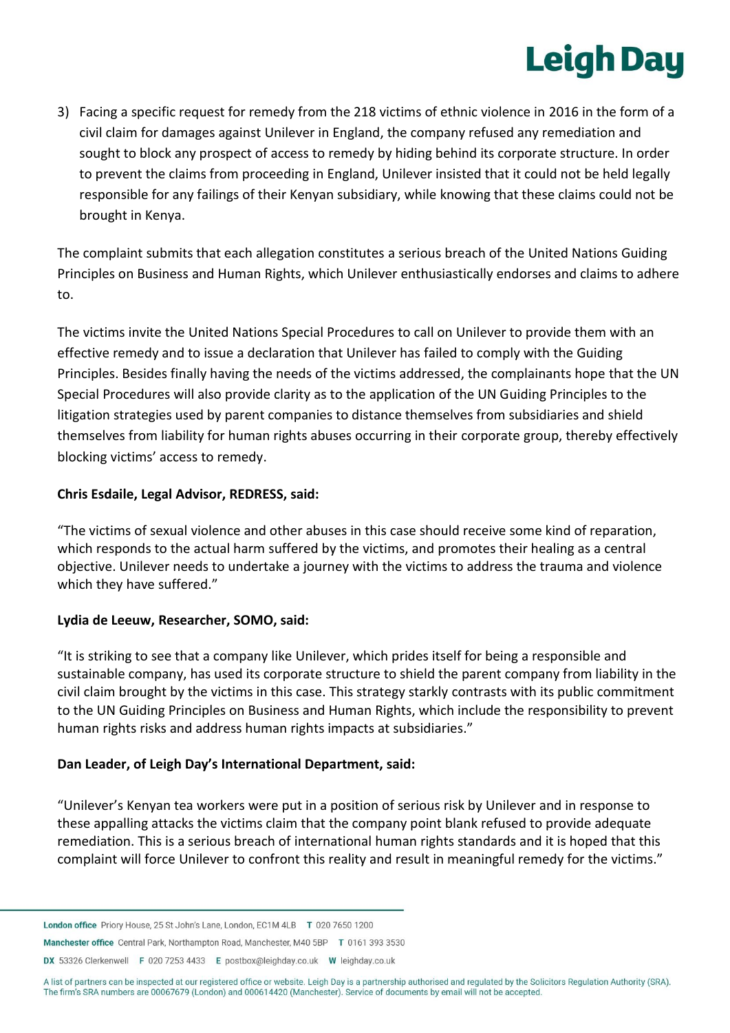3) Facing a specific request for remedy from the 218 victims of ethnic violence in 2016 in the form of a civil claim for damages against Unilever in England, the company refused any remediation and sought to block any prospect of access to remedy by hiding behind its corporate structure. In order to prevent the claims from proceeding in England, Unilever insisted that it could not be held legally responsible for any failings of their Kenyan subsidiary, while knowing that these claims could not be brought in Kenya.

The complaint submits that each allegation constitutes a serious breach of the United Nations Guiding Principles on Business and Human Rights, which Unilever enthusiastically endorses and claims to adhere to.

The victims invite the United Nations Special Procedures to call on Unilever to provide them with an effective remedy and to issue a declaration that Unilever has failed to comply with the Guiding Principles. Besides finally having the needs of the victims addressed, the complainants hope that the UN Special Procedures will also provide clarity as to the application of the UN Guiding Principles to the litigation strategies used by parent companies to distance themselves from subsidiaries and shield themselves from liability for human rights abuses occurring in their corporate group, thereby effectively blocking victims' access to remedy.

**Chris Esdaile, Legal Advisor, REDRESS, said:**

"The victims of sexual violence and other abuses in this case should receive some kind of reparation, which responds to the actual harm suffered by the victims, and promotes their healing as a central objective. Unilever needs to undertake a journey with the victims to address the trauma and violence which they have suffered."

**Lydia de Leeuw, Researcher, SOMO, said:**

"It is striking to see that a company like Unilever, which prides itself for being a responsible and sustainable company, has used its corporate structure to shield the parent company from liability in the civil claim brought by the victims in this case. This strategy starkly contrasts with its public commitment to the UN Guiding Principles on Business and Human Rights, which include the responsibility to prevent human rights risks and address human rights impacts at subsidiaries."

**Dan Leader, of Leigh Day's International Department, said:**

"Unilever's Kenyan tea workers were put in a position of serious risk by Unilever and in response to these appalling attacks the victims claim that the company point blank refused to provide adequate remediation. This is a serious breach of international human rights standards and it is hoped that this complaint will force Unilever to confront this reality and result in meaningful remedy for the victims."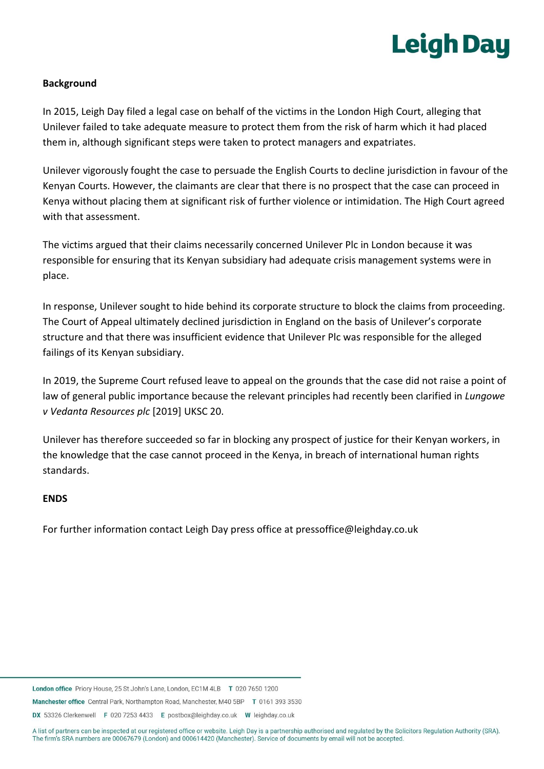**Background**

In 2015, Leigh Day filed a legal case on behalf of the victims in the London High Court, alleging that Unilever failed to take adequate measure to protect them from the risk of harm which it had placed them in, although significant steps were taken to protect managers and expatriates.

Unilever vigorously fought the case to persuade the English Courts to decline jurisdiction in favour of the Kenyan Courts. However, the claimants are clear that there is no prospect that the case can proceed in Kenya without placing them at significant risk of further violence or intimidation. The High Court agreed with that assessment.

The victims argued that their claims necessarily concerned Unilever Plc in London because it was responsible for ensuring that its Kenyan subsidiary had adequate crisis management systems were in place.

In response, Unilever sought to hide behind its corporate structure to block the claims from proceeding. The Court of Appeal ultimately declined jurisdiction in England on the basis of Unilever's corporate structure and that there was insufficient evidence that Unilever Plc was responsible for the alleged failings of its Kenyan subsidiary.

In 2019, the Supreme Court refused leave to appeal on the grounds that the case did not raise a point of law of general public importance because the relevant principles had recently been clarified in *Lungowe v Vedanta Resources plc* [2019] UKSC 20.

Unilever has therefore succeeded so far in blocking any prospect of justice for their Kenyan workers, in the knowledge that the case cannot proceed in the Kenya, in breach of international human rights standards.

**ENDS**

For further information contact Leigh Day press office at pressoffice@leighday.co.uk

**London office** Priory House, 25 St John's Lane, London, EC1M 4LB **T** 020 7650 1200
**Manchester office** Central Park, Northampton Road, Manchester, M40 5BP **T** 0161 393 3530
**DX** 53326 Clerkenwell **F** 020 7253 4433 **E** postbox@leighday.co.uk **W** leighday.co.uk

A list of partners can be inspected at our registered office or website. Leigh Day is a partnership authorised and regulated by the Solicitors Regulation Authority (SRA). The firm's SRA numbers are 00067679 (London) and 000614420 (Manchester). Service of documents by email will not be accepted.